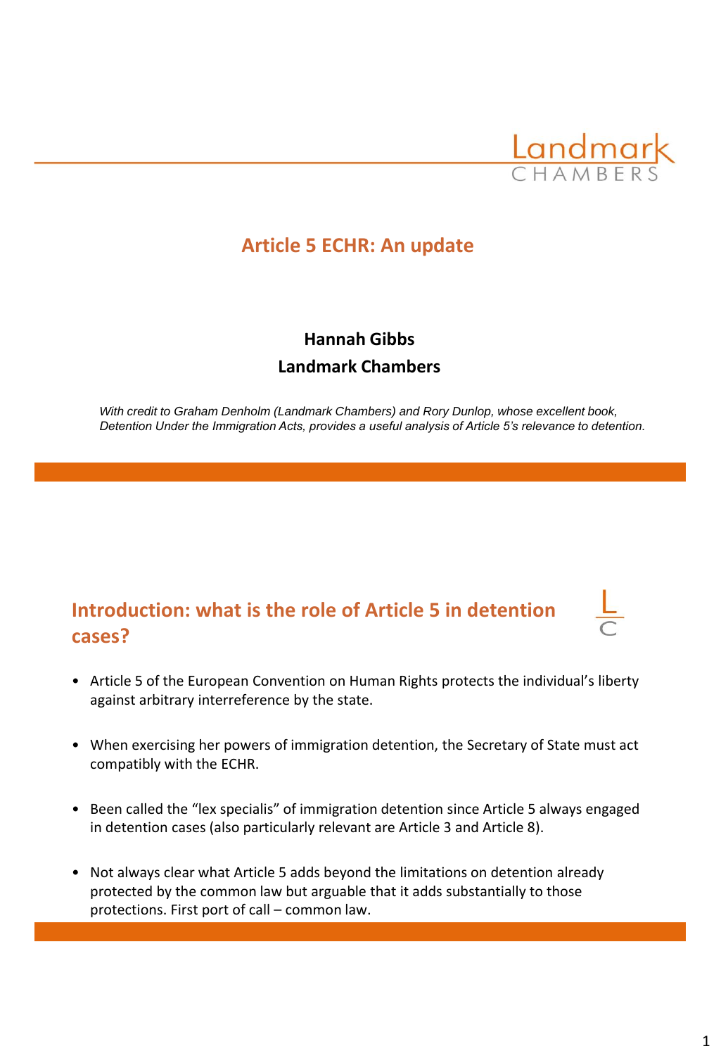Landmark CHAMBERS

# Article 5 ECHR: An update

**Hannah Gibbs**

**Landmark Chambers**

*With credit to Graham Denholm (Landmark Chambers) and Rory Dunlop, whose excellent book, Detention Under the Immigration Acts, provides a useful analysis of Article 5's relevance to detention.*

## Introduction: what is the role of Article 5 in detention cases?

- Article 5 of the European Convention on Human Rights protects the individual's liberty against arbitrary interreference by the state.
- When exercising her powers of immigration detention, the Secretary of State must act compatibly with the ECHR.
- Been called the "lex specialis" of immigration detention since Article 5 always engaged in detention cases (also particularly relevant are Article 3 and Article 8).
- Not always clear what Article 5 adds beyond the limitations on detention already protected by the common law but arguable that it adds substantially to those protections. First port of call – common law.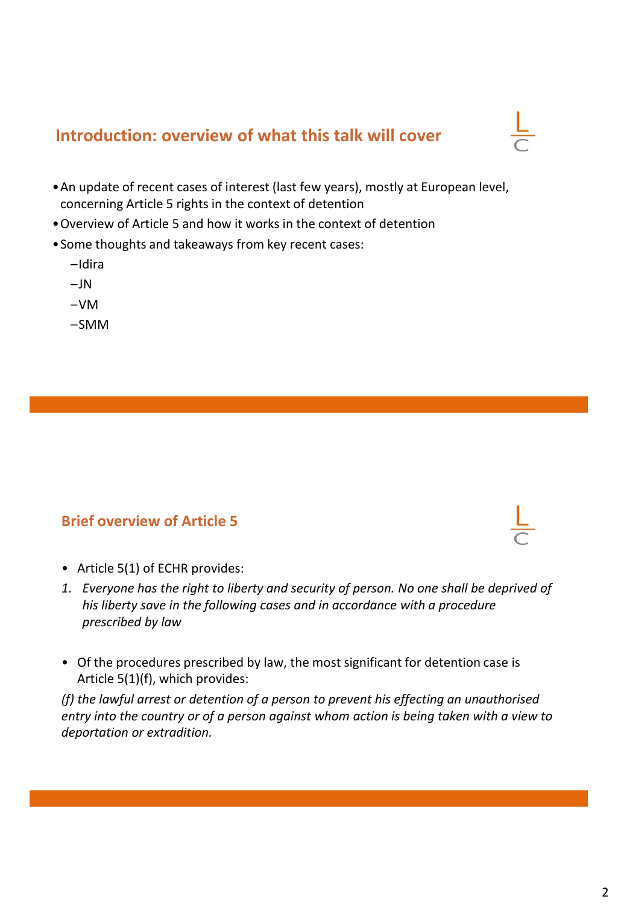## Introduction: overview of what this talk will cover

- An update of recent cases of interest (last few years), mostly at European level, concerning Article 5 rights in the context of detention
- Overview of Article 5 and how it works in the context of detention
- Some thoughts and takeaways from key recent cases:
  - Idira
  - JN
  - VM
  - SMM

## Brief overview of Article 5

- Article 5(1) of ECHR provides:

1. *Everyone has the right to liberty and security of person. No one shall be deprived of his liberty save in the following cases and in accordance with a procedure prescribed by law*

- Of the procedures prescribed by law, the most significant for detention case is Article 5(1)(f), which provides:

*(f) the lawful arrest or detention of a person to prevent his effecting an unauthorised entry into the country or of a person against whom action is being taken with a view to deportation or extradition.*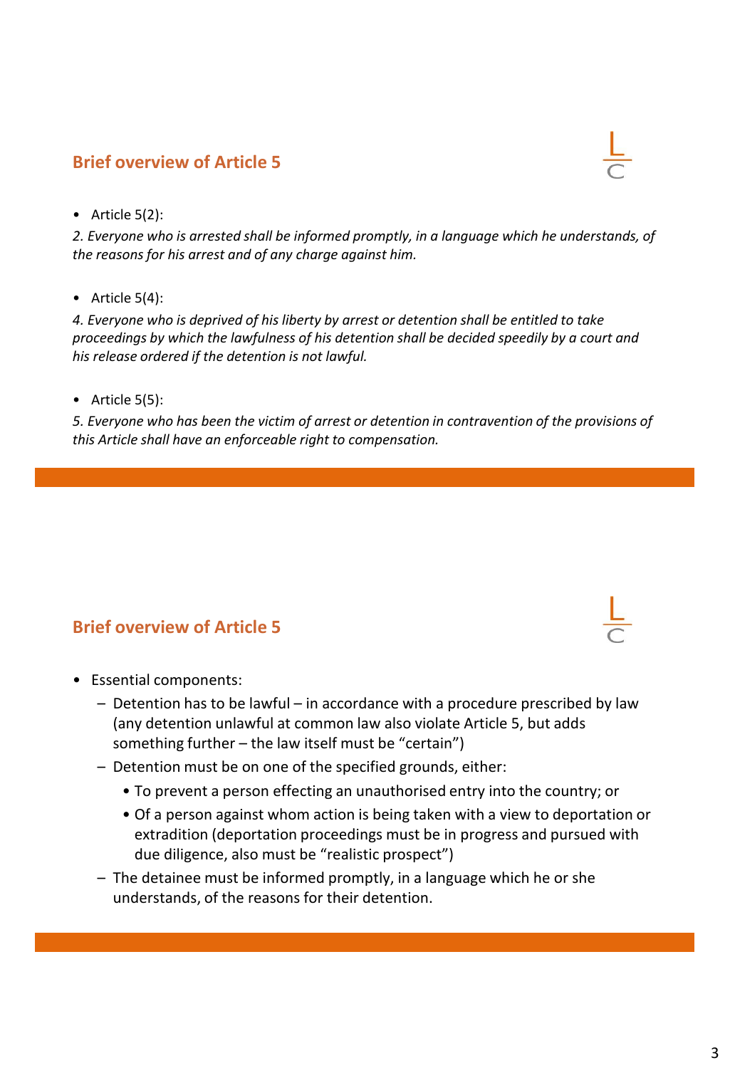## Brief overview of Article 5

- Article 5(2):

*2. Everyone who is arrested shall be informed promptly, in a language which he understands, of the reasons for his arrest and of any charge against him.*

- Article 5(4):

*4. Everyone who is deprived of his liberty by arrest or detention shall be entitled to take proceedings by which the lawfulness of his detention shall be decided speedily by a court and his release ordered if the detention is not lawful.*

- Article 5(5):

*5. Everyone who has been the victim of arrest or detention in contravention of the provisions of this Article shall have an enforceable right to compensation.*

## Brief overview of Article 5

- Essential components:
  - Detention has to be lawful – in accordance with a procedure prescribed by law (any detention unlawful at common law also violate Article 5, but adds something further – the law itself must be "certain")
  - Detention must be on one of the specified grounds, either:
    - To prevent a person effecting an unauthorised entry into the country; or
    - Of a person against whom action is being taken with a view to deportation or extradition (deportation proceedings must be in progress and pursued with due diligence, also must be "realistic prospect")
  - The detainee must be informed promptly, in a language which he or she understands, of the reasons for their detention.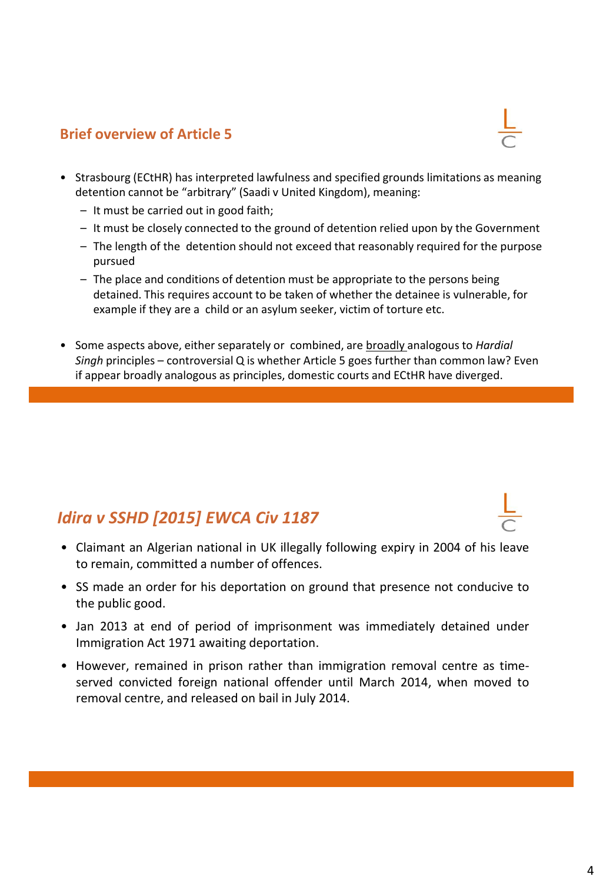## Brief overview of Article 5

- Strasbourg (ECtHR) has interpreted lawfulness and specified grounds limitations as meaning detention cannot be "arbitrary" (Saadi v United Kingdom), meaning:
  - It must be carried out in good faith;
  - It must be closely connected to the ground of detention relied upon by the Government
  - The length of the detention should not exceed that reasonably required for the purpose pursued
  - The place and conditions of detention must be appropriate to the persons being detained. This requires account to be taken of whether the detainee is vulnerable, for example if they are a child or an asylum seeker, victim of torture etc.

- Some aspects above, either separately or combined, are <u>broadly</u> analogous to *Hardial Singh* principles – controversial Q is whether Article 5 goes further than common law? Even if appear broadly analogous as principles, domestic courts and ECtHR have diverged.

## *Idira v SSHD [2015] EWCA Civ 1187*

- Claimant an Algerian national in UK illegally following expiry in 2004 of his leave to remain, committed a number of offences.
- SS made an order for his deportation on ground that presence not conducive to the public good.
- Jan 2013 at end of period of imprisonment was immediately detained under Immigration Act 1971 awaiting deportation.
- However, remained in prison rather than immigration removal centre as time-served convicted foreign national offender until March 2014, when moved to removal centre, and released on bail in July 2014.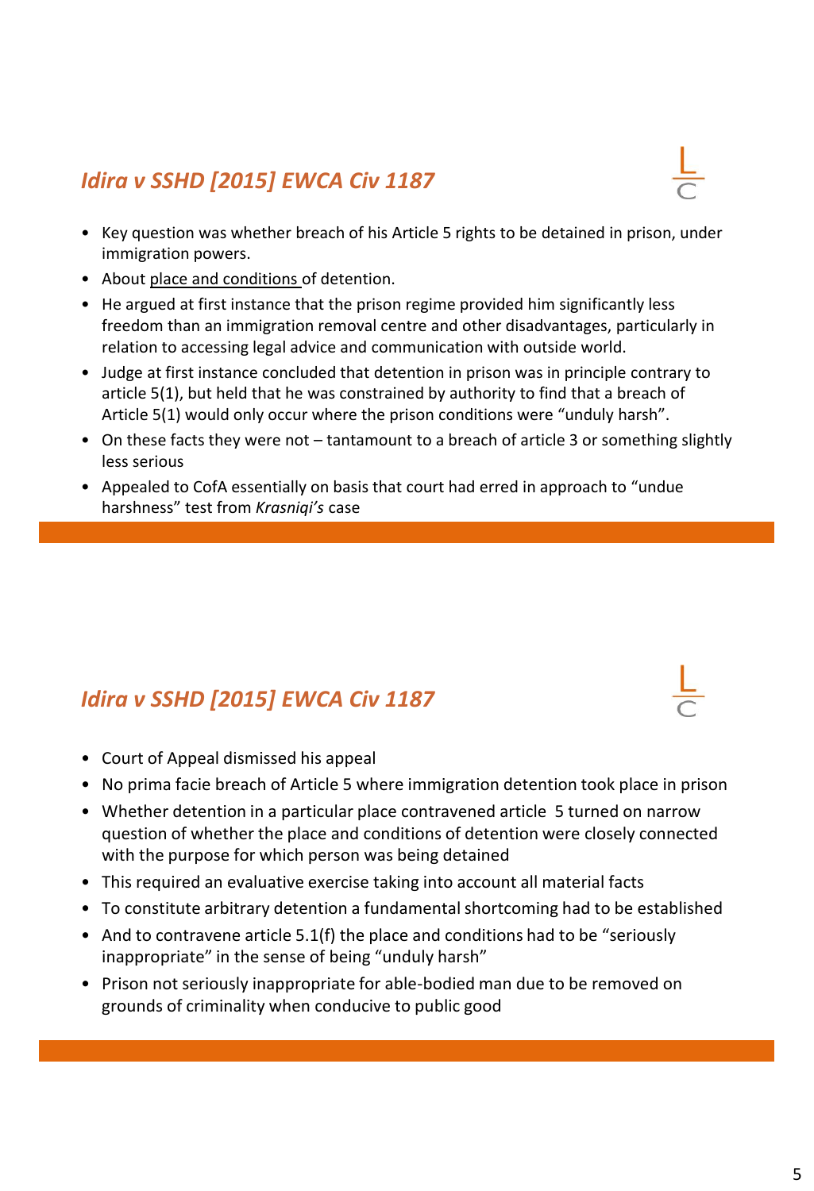## *Idira v SSHD [2015] EWCA Civ 1187*

- Key question was whether breach of his Article 5 rights to be detained in prison, under immigration powers.
- About place and conditions of detention.
- He argued at first instance that the prison regime provided him significantly less freedom than an immigration removal centre and other disadvantages, particularly in relation to accessing legal advice and communication with outside world.
- Judge at first instance concluded that detention in prison was in principle contrary to article 5(1), but held that he was constrained by authority to find that a breach of Article 5(1) would only occur where the prison conditions were "unduly harsh".
- On these facts they were not – tantamount to a breach of article 3 or something slightly less serious
- Appealed to CofA essentially on basis that court had erred in approach to "undue harshness" test from *Krasniqi's* case

## *Idira v SSHD [2015] EWCA Civ 1187*

- Court of Appeal dismissed his appeal
- No prima facie breach of Article 5 where immigration detention took place in prison
- Whether detention in a particular place contravened article 5 turned on narrow question of whether the place and conditions of detention were closely connected with the purpose for which person was being detained
- This required an evaluative exercise taking into account all material facts
- To constitute arbitrary detention a fundamental shortcoming had to be established
- And to contravene article 5.1(f) the place and conditions had to be "seriously inappropriate" in the sense of being "unduly harsh"
- Prison not seriously inappropriate for able-bodied man due to be removed on grounds of criminality when conducive to public good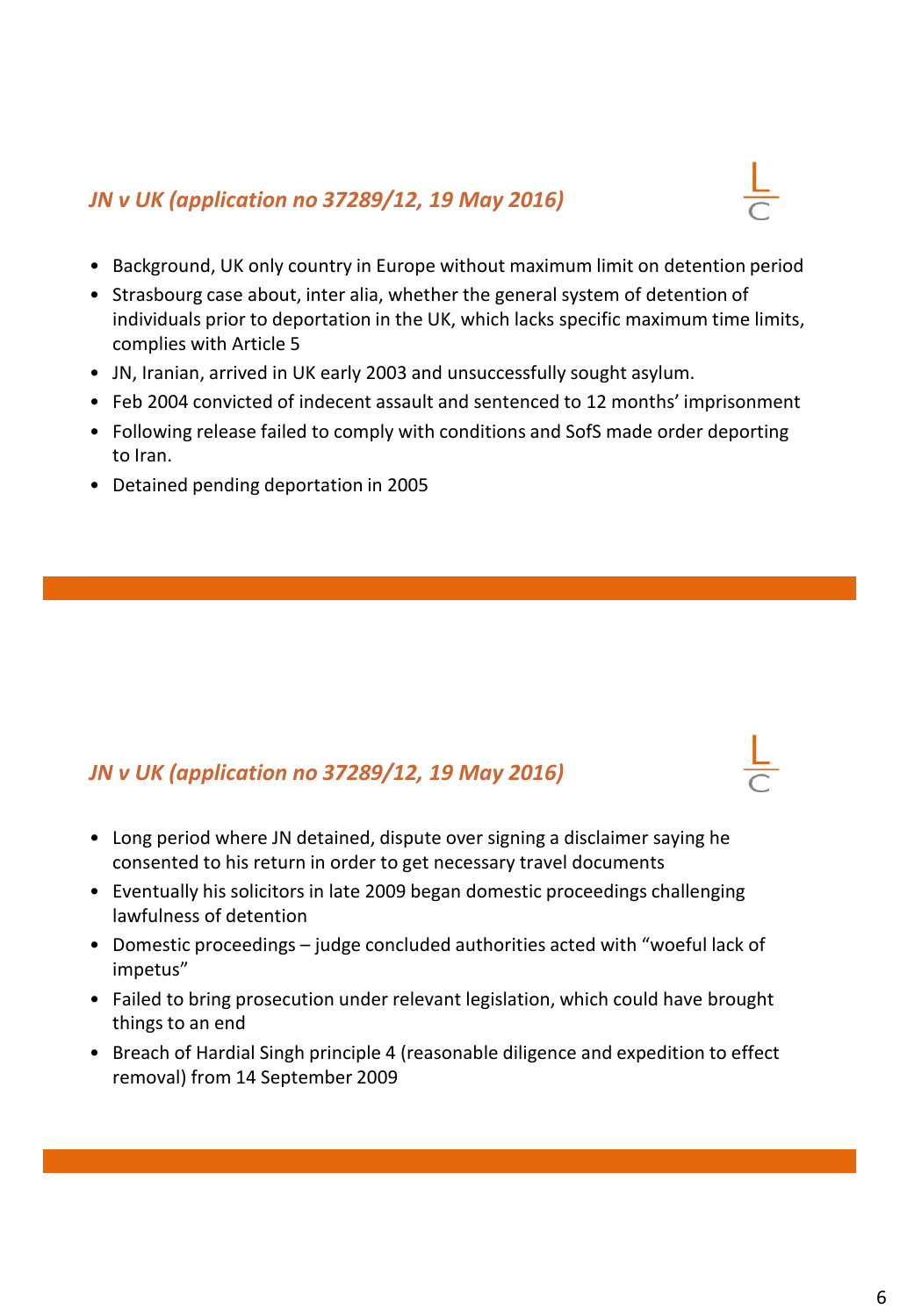## *JN v UK (application no 37289/12, 19 May 2016)*

- Background, UK only country in Europe without maximum limit on detention period
- Strasbourg case about, inter alia, whether the general system of detention of individuals prior to deportation in the UK, which lacks specific maximum time limits, complies with Article 5
- JN, Iranian, arrived in UK early 2003 and unsuccessfully sought asylum.
- Feb 2004 convicted of indecent assault and sentenced to 12 months' imprisonment
- Following release failed to comply with conditions and SofS made order deporting to Iran.
- Detained pending deportation in 2005

## *JN v UK (application no 37289/12, 19 May 2016)*

- Long period where JN detained, dispute over signing a disclaimer saying he consented to his return in order to get necessary travel documents
- Eventually his solicitors in late 2009 began domestic proceedings challenging lawfulness of detention
- Domestic proceedings – judge concluded authorities acted with "woeful lack of impetus"
- Failed to bring prosecution under relevant legislation, which could have brought things to an end
- Breach of Hardial Singh principle 4 (reasonable diligence and expedition to effect removal) from 14 September 2009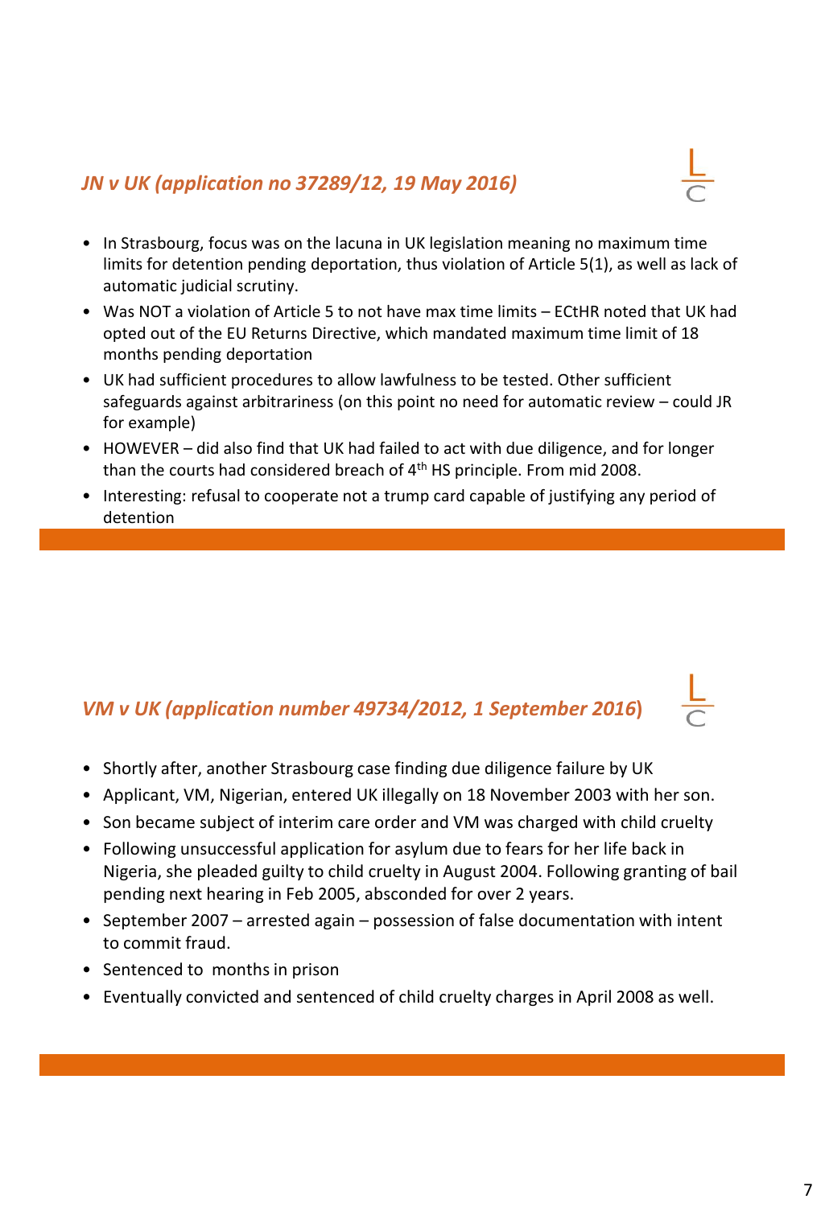## *JN v UK (application no 37289/12, 19 May 2016)*

- In Strasbourg, focus was on the lacuna in UK legislation meaning no maximum time limits for detention pending deportation, thus violation of Article 5(1), as well as lack of automatic judicial scrutiny.
- Was NOT a violation of Article 5 to not have max time limits – ECtHR noted that UK had opted out of the EU Returns Directive, which mandated maximum time limit of 18 months pending deportation
- UK had sufficient procedures to allow lawfulness to be tested. Other sufficient safeguards against arbitrariness (on this point no need for automatic review – could JR for example)
- HOWEVER – did also find that UK had failed to act with due diligence, and for longer than the courts had considered breach of 4th HS principle. From mid 2008.
- Interesting: refusal to cooperate not a trump card capable of justifying any period of detention

## *VM v UK (application number 49734/2012, 1 September 2016)*

- Shortly after, another Strasbourg case finding due diligence failure by UK
- Applicant, VM, Nigerian, entered UK illegally on 18 November 2003 with her son.
- Son became subject of interim care order and VM was charged with child cruelty
- Following unsuccessful application for asylum due to fears for her life back in Nigeria, she pleaded guilty to child cruelty in August 2004. Following granting of bail pending next hearing in Feb 2005, absconded for over 2 years.
- September 2007 – arrested again – possession of false documentation with intent to commit fraud.
- Sentenced to  months in prison
- Eventually convicted and sentenced of child cruelty charges in April 2008 as well.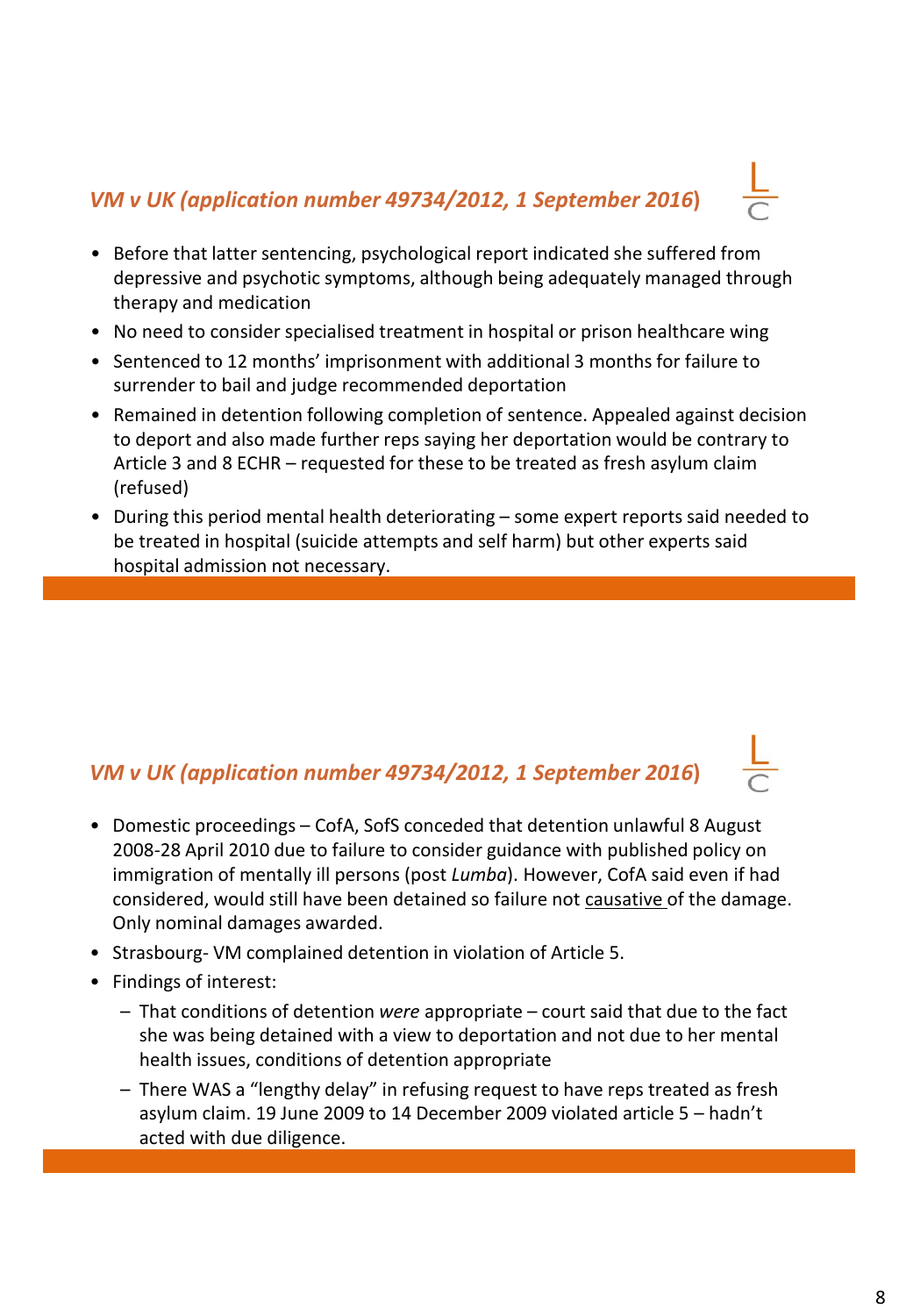## *VM v UK (application number 49734/2012, 1 September 2016)*

- Before that latter sentencing, psychological report indicated she suffered from depressive and psychotic symptoms, although being adequately managed through therapy and medication
- No need to consider specialised treatment in hospital or prison healthcare wing
- Sentenced to 12 months' imprisonment with additional 3 months for failure to surrender to bail and judge recommended deportation
- Remained in detention following completion of sentence. Appealed against decision to deport and also made further reps saying her deportation would be contrary to Article 3 and 8 ECHR – requested for these to be treated as fresh asylum claim (refused)
- During this period mental health deteriorating – some expert reports said needed to be treated in hospital (suicide attempts and self harm) but other experts said hospital admission not necessary.

## *VM v UK (application number 49734/2012, 1 September 2016)*

- Domestic proceedings – CofA, SofS conceded that detention unlawful 8 August 2008-28 April 2010 due to failure to consider guidance with published policy on immigration of mentally ill persons (post *Lumba*). However, CofA said even if had considered, would still have been detained so failure not <u>causative</u> of the damage. Only nominal damages awarded.
- Strasbourg- VM complained detention in violation of Article 5.
- Findings of interest:
  - That conditions of detention *were* appropriate – court said that due to the fact she was being detained with a view to deportation and not due to her mental health issues, conditions of detention appropriate
  - There WAS a "lengthy delay" in refusing request to have reps treated as fresh asylum claim. 19 June 2009 to 14 December 2009 violated article 5 – hadn't acted with due diligence.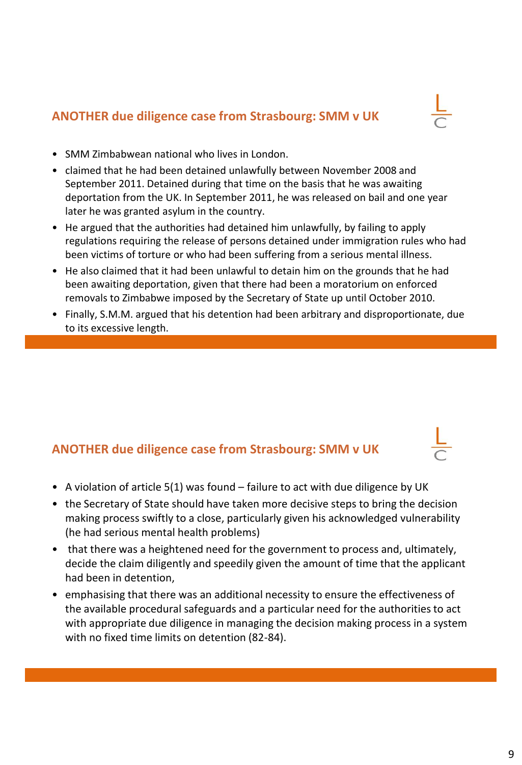## ANOTHER due diligence case from Strasbourg: SMM v UK

- SMM Zimbabwean national who lives in London.
- claimed that he had been detained unlawfully between November 2008 and September 2011. Detained during that time on the basis that he was awaiting deportation from the UK. In September 2011, he was released on bail and one year later he was granted asylum in the country.
- He argued that the authorities had detained him unlawfully, by failing to apply regulations requiring the release of persons detained under immigration rules who had been victims of torture or who had been suffering from a serious mental illness.
- He also claimed that it had been unlawful to detain him on the grounds that he had been awaiting deportation, given that there had been a moratorium on enforced removals to Zimbabwe imposed by the Secretary of State up until October 2010.
- Finally, S.M.M. argued that his detention had been arbitrary and disproportionate, due to its excessive length.

## ANOTHER due diligence case from Strasbourg: SMM v UK

- A violation of article 5(1) was found – failure to act with due diligence by UK
- the Secretary of State should have taken more decisive steps to bring the decision making process swiftly to a close, particularly given his acknowledged vulnerability (he had serious mental health problems)
- that there was a heightened need for the government to process and, ultimately, decide the claim diligently and speedily given the amount of time that the applicant had been in detention,
- emphasising that there was an additional necessity to ensure the effectiveness of the available procedural safeguards and a particular need for the authorities to act with appropriate due diligence in managing the decision making process in a system with no fixed time limits on detention (82-84).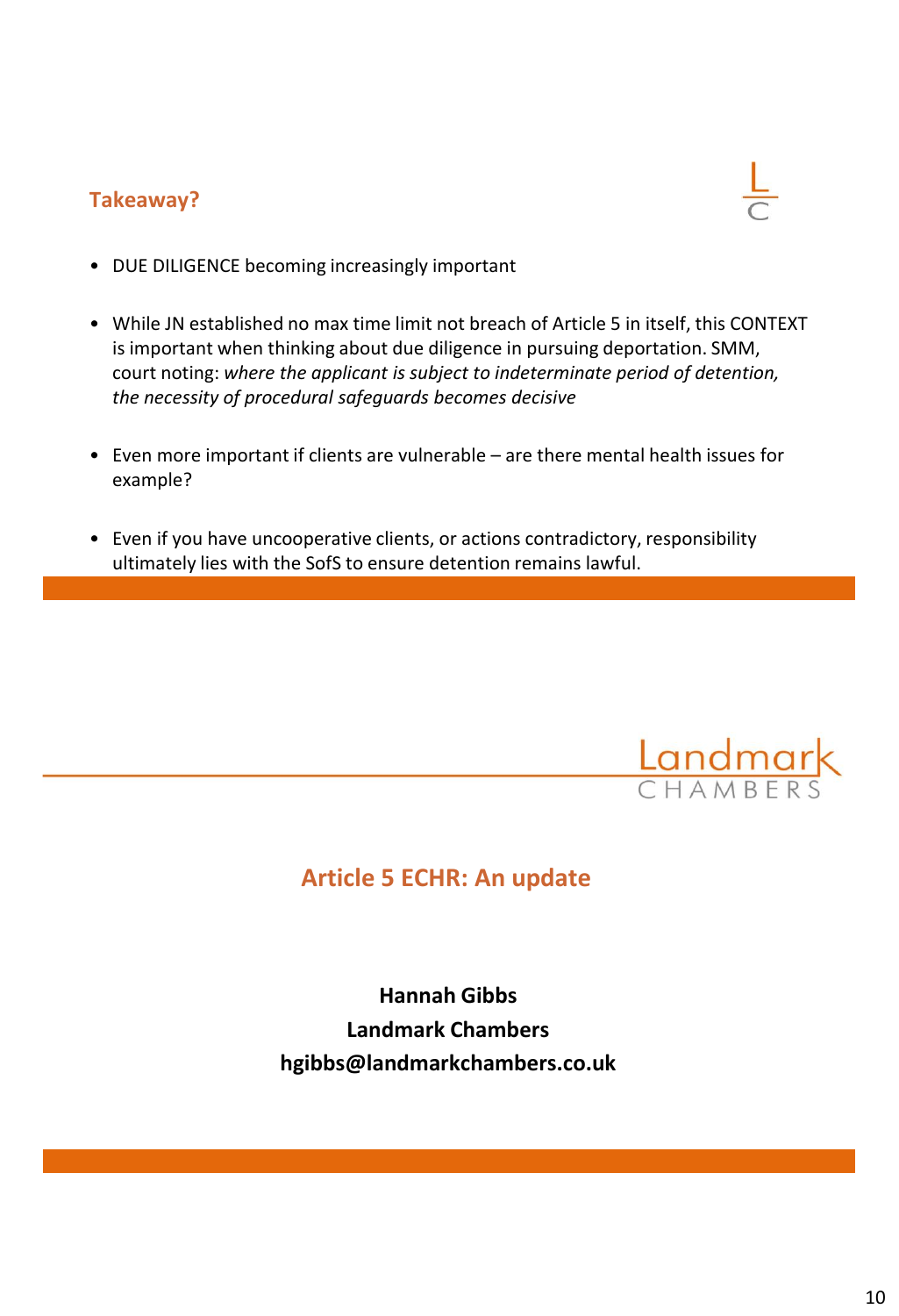## Takeaway?

- DUE DILIGENCE becoming increasingly important
- While JN established no max time limit not breach of Article 5 in itself, this CONTEXT is important when thinking about due diligence in pursuing deportation. SMM, court noting: *where the applicant is subject to indeterminate period of detention, the necessity of procedural safeguards becomes decisive*
- Even more important if clients are vulnerable – are there mental health issues for example?
- Even if you have uncooperative clients, or actions contradictory, responsibility ultimately lies with the SofS to ensure detention remains lawful.

Landmark CHAMBERS

## Article 5 ECHR: An update

**Hannah Gibbs**
**Landmark Chambers**
**hgibbs@landmarkchambers.co.uk**